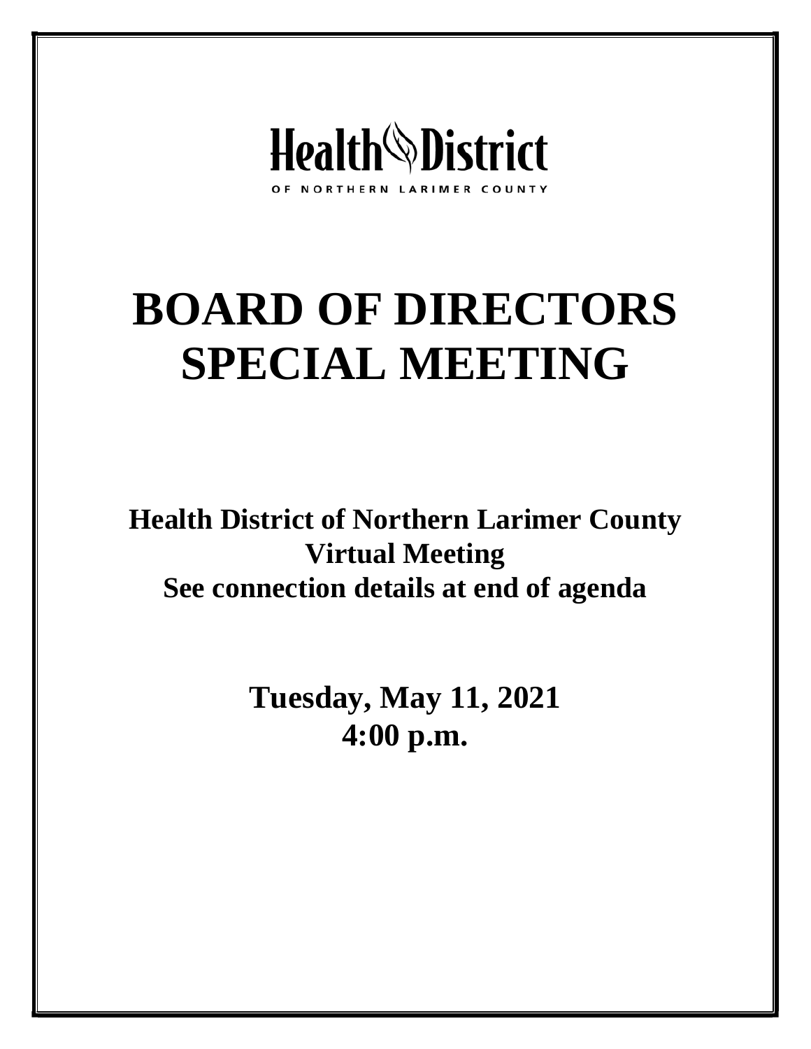Health District

OF NORTHERN LARIMER COUNTY

# BOARD OF DIRECTORS SPECIAL MEETING

**Health District of Northern Larimer County**
**Virtual Meeting**
**See connection details at end of agenda**

**Tuesday, May 11, 2021**
**4:00 p.m.**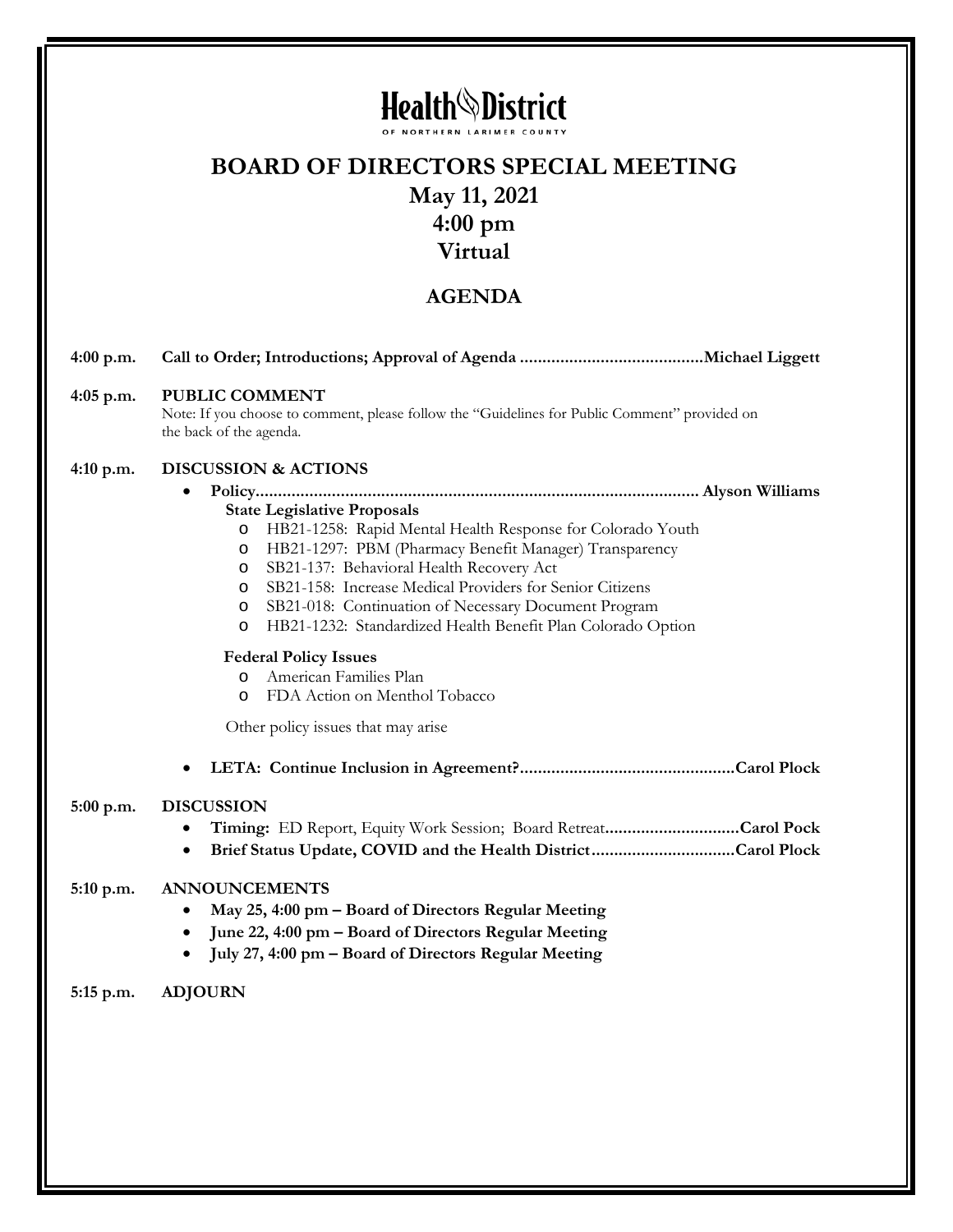# Health District

OF NORTHERN LARIMER COUNTY

# BOARD OF DIRECTORS SPECIAL MEETING

## May 11, 2021
## 4:00 pm
## Virtual

## AGENDA

**4:00 p.m.** **Call to Order; Introductions; Approval of Agenda .........................................Michael Liggett**

**4:05 p.m.** **PUBLIC COMMENT**

Note: If you choose to comment, please follow the "Guidelines for Public Comment" provided on the back of the agenda.

**4:10 p.m.** **DISCUSSION & ACTIONS**

- **Policy................................................................................................ Alyson Williams**

  **State Legislative Proposals**
  - HB21-1258: Rapid Mental Health Response for Colorado Youth
  - HB21-1297: PBM (Pharmacy Benefit Manager) Transparency
  - SB21-137: Behavioral Health Recovery Act
  - SB21-158: Increase Medical Providers for Senior Citizens
  - SB21-018: Continuation of Necessary Document Program
  - HB21-1232: Standardized Health Benefit Plan Colorado Option

  **Federal Policy Issues**
  - American Families Plan
  - FDA Action on Menthol Tobacco

  Other policy issues that may arise

- **LETA: Continue Inclusion in Agreement?................................................Carol Plock**

**5:00 p.m.** **DISCUSSION**

- **Timing:** ED Report, Equity Work Session; Board Retreat**.............................Carol Pock**
- **Brief Status Update, COVID and the Health District................................Carol Plock**

**5:10 p.m.** **ANNOUNCEMENTS**

- **May 25, 4:00 pm – Board of Directors Regular Meeting**
- **June 22, 4:00 pm – Board of Directors Regular Meeting**
- **July 27, 4:00 pm – Board of Directors Regular Meeting**

**5:15 p.m.** **ADJOURN**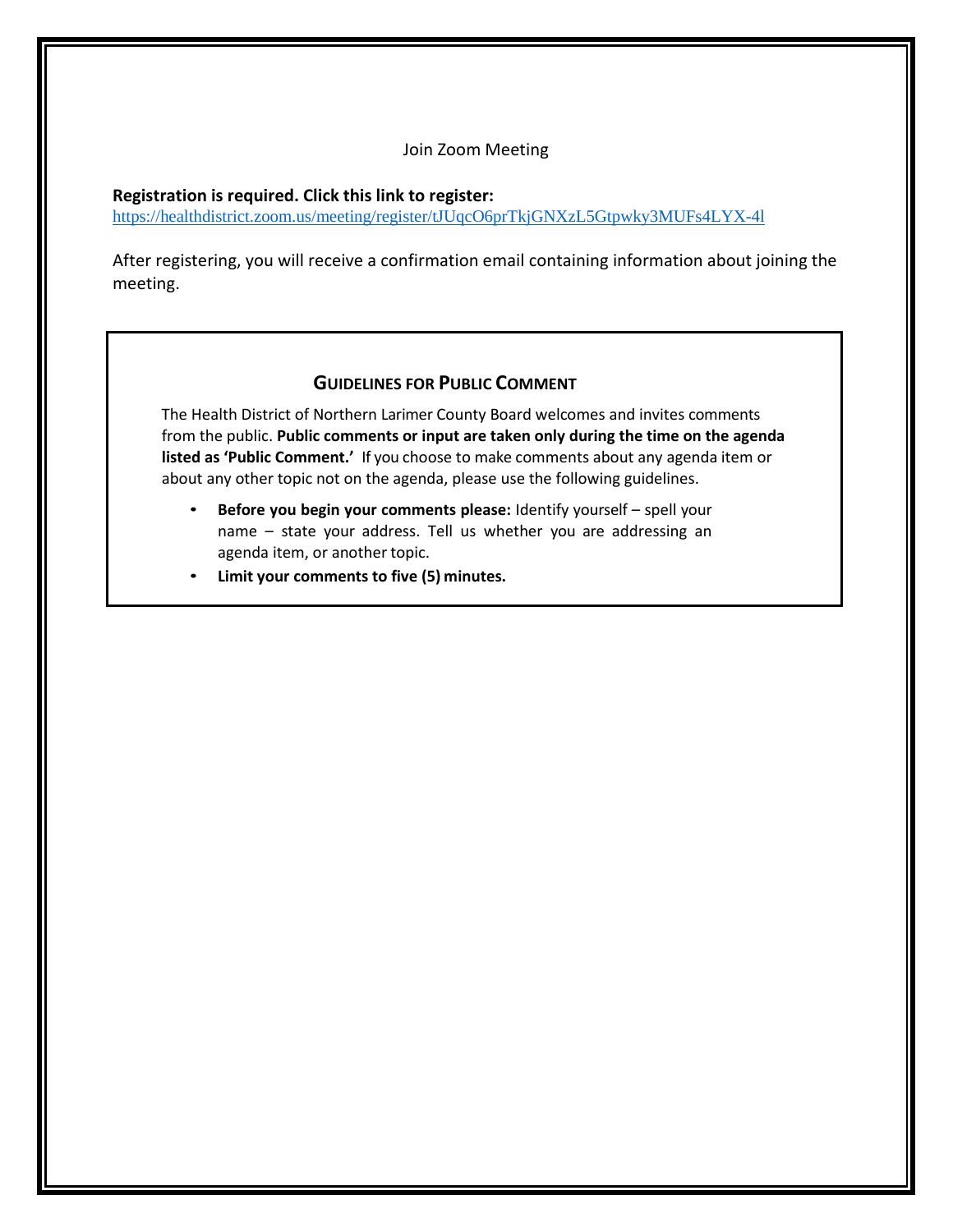Join Zoom Meeting

**Registration is required. Click this link to register:**
https://healthdistrict.zoom.us/meeting/register/tJUqcO6prTkjGNXzL5Gtpwky3MUFs4LYX-4l

After registering, you will receive a confirmation email containing information about joining the meeting.

## GUIDELINES FOR PUBLIC COMMENT

The Health District of Northern Larimer County Board welcomes and invites comments from the public. **Public comments or input are taken only during the time on the agenda listed as 'Public Comment.'** If you choose to make comments about any agenda item or about any other topic not on the agenda, please use the following guidelines.

- **Before you begin your comments please:** Identify yourself – spell your name – state your address. Tell us whether you are addressing an agenda item, or another topic.
- **Limit your comments to five (5) minutes.**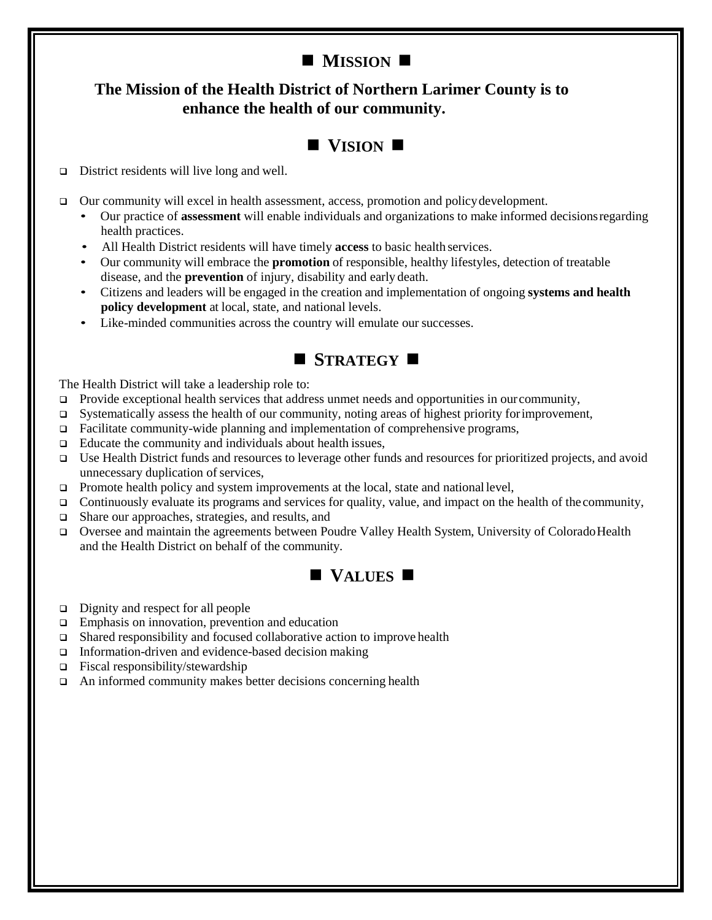## ■ MISSION ■

**The Mission of the Health District of Northern Larimer County is to enhance the health of our community.**

## ■ VISION ■

- District residents will live long and well.
- Our community will excel in health assessment, access, promotion and policy development.
  - Our practice of **assessment** will enable individuals and organizations to make informed decisions regarding health practices.
  - All Health District residents will have timely **access** to basic health services.
  - Our community will embrace the **promotion** of responsible, healthy lifestyles, detection of treatable disease, and the **prevention** of injury, disability and early death.
  - Citizens and leaders will be engaged in the creation and implementation of ongoing **systems and health policy development** at local, state, and national levels.
  - Like-minded communities across the country will emulate our successes.

## ■ STRATEGY ■

The Health District will take a leadership role to:

- Provide exceptional health services that address unmet needs and opportunities in our community,
- Systematically assess the health of our community, noting areas of highest priority for improvement,
- Facilitate community-wide planning and implementation of comprehensive programs,
- Educate the community and individuals about health issues,
- Use Health District funds and resources to leverage other funds and resources for prioritized projects, and avoid unnecessary duplication of services,
- Promote health policy and system improvements at the local, state and national level,
- Continuously evaluate its programs and services for quality, value, and impact on the health of the community,
- Share our approaches, strategies, and results, and
- Oversee and maintain the agreements between Poudre Valley Health System, University of Colorado Health and the Health District on behalf of the community.

## ■ VALUES ■

- Dignity and respect for all people
- Emphasis on innovation, prevention and education
- Shared responsibility and focused collaborative action to improve health
- Information-driven and evidence-based decision making
- Fiscal responsibility/stewardship
- An informed community makes better decisions concerning health